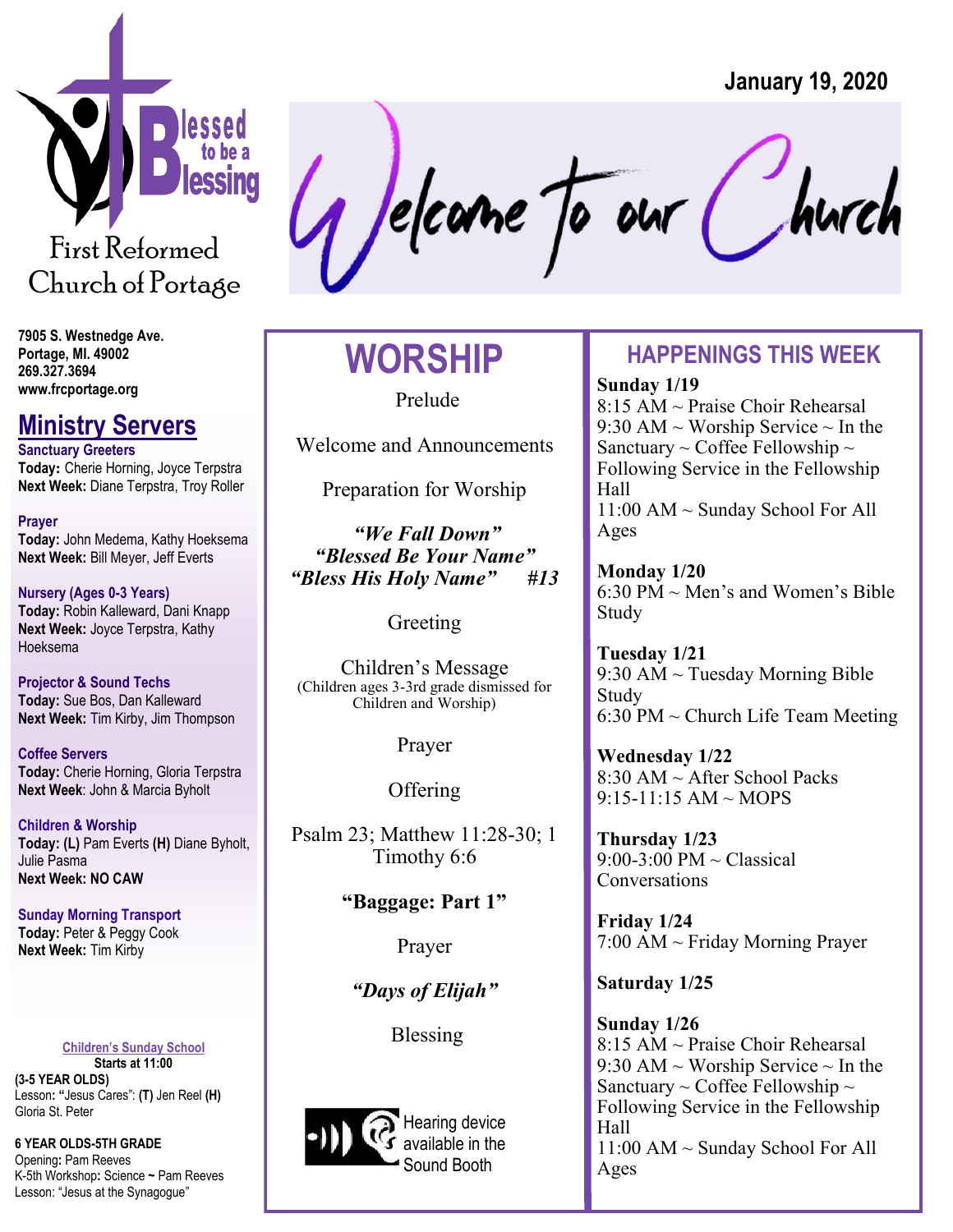January 19, 2020

Blessed to be a Blessing

First Reformed Church of Portage

Welcome to our Church

7905 S. Westnedge Ave.
Portage, MI. 49002
269.327.3694
www.frcportage.org

## Ministry Servers

**Sanctuary Greeters**
**Today:** Cherie Horning, Joyce Terpstra
**Next Week:** Diane Terpstra, Troy Roller

**Prayer**
**Today:** John Medema, Kathy Hoeksema
**Next Week:** Bill Meyer, Jeff Everts

**Nursery (Ages 0-3 Years)**
**Today:** Robin Kalleward, Dani Knapp
**Next Week:** Joyce Terpstra, Kathy Hoeksema

**Projector & Sound Techs**
**Today:** Sue Bos, Dan Kalleward
**Next Week:** Tim Kirby, Jim Thompson

**Coffee Servers**
**Today:** Cherie Horning, Gloria Terpstra
**Next Week**: John & Marcia Byholt

**Children & Worship**
**Today: (L)** Pam Everts **(H)** Diane Byholt, Julie Pasma
**Next Week: NO CAW**

**Sunday Morning Transport**
**Today:** Peter & Peggy Cook
**Next Week:** Tim Kirby

**Children's Sunday School**
**Starts at 11:00**
**(3-5 YEAR OLDS)**
Lesson: "Jesus Cares": **(T)** Jen Reel **(H)** Gloria St. Peter

**6 YEAR OLDS-5TH GRADE**
Opening: Pam Reeves
K-5th Workshop: Science ~ Pam Reeves
Lesson: "Jesus at the Synagogue"

## WORSHIP

Prelude

Welcome and Announcements

Preparation for Worship

*"We Fall Down"*
*"Blessed Be Your Name"*
*"Bless His Holy Name" #13*

Greeting

Children's Message
(Children ages 3-3rd grade dismissed for Children and Worship)

Prayer

Offering

Psalm 23; Matthew 11:28-30; 1 Timothy 6:6

**"Baggage: Part 1"**

Prayer

*"Days of Elijah"*

Blessing

Hearing device available in the Sound Booth

## HAPPENINGS THIS WEEK

**Sunday 1/19**
8:15 AM ~ Praise Choir Rehearsal
9:30 AM ~ Worship Service ~ In the Sanctuary ~ Coffee Fellowship ~ Following Service in the Fellowship Hall
11:00 AM ~ Sunday School For All Ages

**Monday 1/20**
6:30 PM ~ Men's and Women's Bible Study

**Tuesday 1/21**
9:30 AM ~ Tuesday Morning Bible Study
6:30 PM ~ Church Life Team Meeting

**Wednesday 1/22**
8:30 AM ~ After School Packs
9:15-11:15 AM ~ MOPS

**Thursday 1/23**
9:00-3:00 PM ~ Classical Conversations

**Friday 1/24**
7:00 AM ~ Friday Morning Prayer

**Saturday 1/25**

**Sunday 1/26**
8:15 AM ~ Praise Choir Rehearsal
9:30 AM ~ Worship Service ~ In the Sanctuary ~ Coffee Fellowship ~ Following Service in the Fellowship Hall
11:00 AM ~ Sunday School For All Ages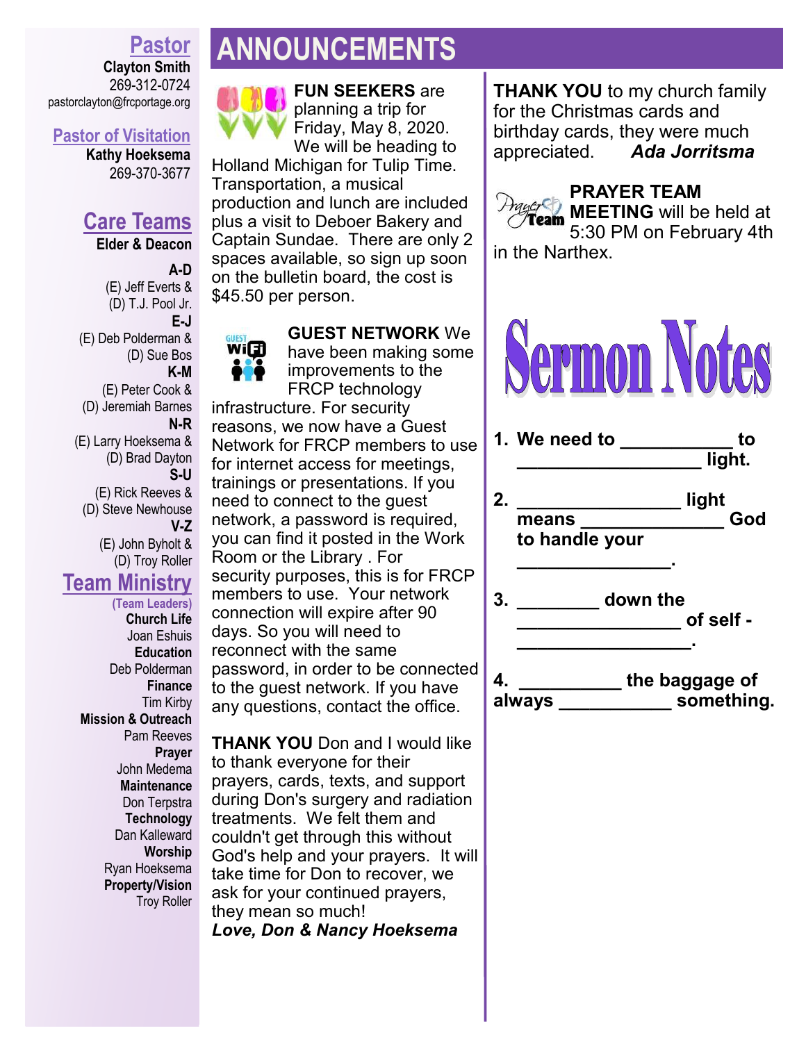## Pastor

**Clayton Smith**
269-312-0724
pastorclayton@frcportage.org

## Pastor of Visitation

**Kathy Hoeksema**
269-370-3677

## Care Teams

**Elder & Deacon**

**A-D**
(E) Jeff Everts &
(D) T.J. Pool Jr.

**E-J**
(E) Deb Polderman &
(D) Sue Bos

**K-M**
(E) Peter Cook &
(D) Jeremiah Barnes

**N-R**
(E) Larry Hoeksema &
(D) Brad Dayton

**S-U**
(E) Rick Reeves &
(D) Steve Newhouse

**V-Z**
(E) John Byholt &
(D) Troy Roller

## Team Ministry

(Team Leaders)

**Church Life**
Joan Eshuis

**Education**
Deb Polderman

**Finance**
Tim Kirby

**Mission & Outreach**
Pam Reeves

**Prayer**
John Medema

**Maintenance**
Don Terpstra

**Technology**
Dan Kalleward

**Worship**
Ryan Hoeksema

**Property/Vision**
Troy Roller

# ANNOUNCEMENTS

**FUN SEEKERS** are planning a trip for Friday, May 8, 2020. We will be heading to Holland Michigan for Tulip Time. Transportation, a musical production and lunch are included plus a visit to Deboer Bakery and Captain Sundae. There are only 2 spaces available, so sign up soon on the bulletin board, the cost is $45.50 per person.

**GUEST NETWORK** We have been making some improvements to the FRCP technology infrastructure. For security reasons, we now have a Guest Network for FRCP members to use for internet access for meetings, trainings or presentations. If you need to connect to the guest network, a password is required, you can find it posted in the Work Room or the Library . For security purposes, this is for FRCP members to use. Your network connection will expire after 90 days. So you will need to reconnect with the same password, in order to be connected to the guest network. If you have any questions, contact the office.

**THANK YOU** Don and I would like to thank everyone for their prayers, cards, texts, and support during Don's surgery and radiation treatments. We felt them and couldn't get through this without God's help and your prayers. It will take time for Don to recover, we ask for your continued prayers, they mean so much!
***Love, Don & Nancy Hoeksema***

**THANK YOU** to my church family for the Christmas cards and birthday cards, they were much appreciated. ***Ada Jorritsma***

**PRAYER TEAM MEETING** will be held at 5:30 PM on February 4th in the Narthex.

## Sermon Notes

**1. We need to __________ to ________________ light.**

**2. ______________ light means ____________ God to handle your ______________.**

**3. _______ down the ______________ of self - ______________.**

**4. _________ the baggage of always __________ something.**